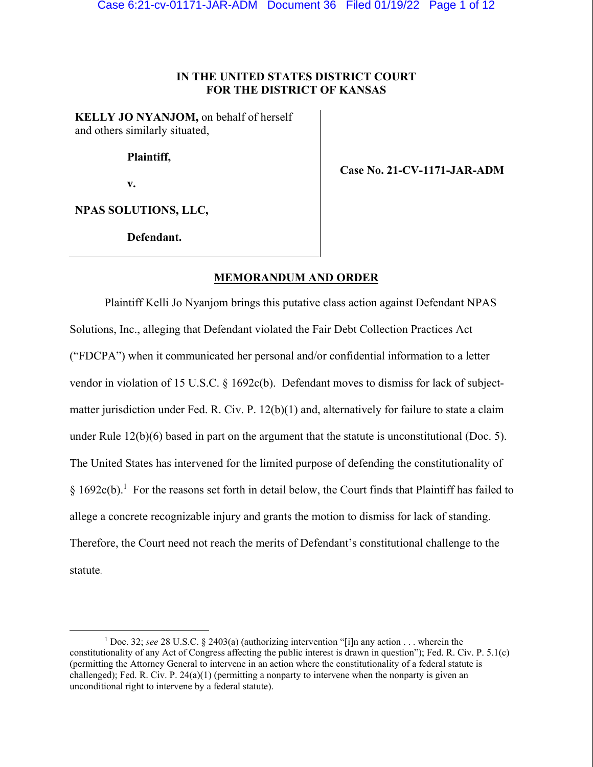**IN THE UNITED STATES DISTRICT COURT**
**FOR THE DISTRICT OF KANSAS**

**KELLY JO NYANJOM,** on behalf of herself and others similarly situated,

**Plaintiff,**

**v.**

**NPAS SOLUTIONS, LLC,**

**Defendant.**

**Case No. 21-CV-1171-JAR-ADM**

## MEMORANDUM AND ORDER

Plaintiff Kelli Jo Nyanjom brings this putative class action against Defendant NPAS Solutions, Inc., alleging that Defendant violated the Fair Debt Collection Practices Act ("FDCPA") when it communicated her personal and/or confidential information to a letter vendor in violation of 15 U.S.C. § 1692c(b). Defendant moves to dismiss for lack of subject-matter jurisdiction under Fed. R. Civ. P. 12(b)(1) and, alternatively for failure to state a claim under Rule 12(b)(6) based in part on the argument that the statute is unconstitutional (Doc. 5). The United States has intervened for the limited purpose of defending the constitutionality of § 1692c(b).[1] For the reasons set forth in detail below, the Court finds that Plaintiff has failed to allege a concrete recognizable injury and grants the motion to dismiss for lack of standing. Therefore, the Court need not reach the merits of Defendant's constitutional challenge to the statute.

---

[1] Doc. 32; *see* 28 U.S.C. § 2403(a) (authorizing intervention "[i]n any action . . . wherein the constitutionality of any Act of Congress affecting the public interest is drawn in question"); Fed. R. Civ. P. 5.1(c) (permitting the Attorney General to intervene in an action where the constitutionality of a federal statute is challenged); Fed. R. Civ. P. 24(a)(1) (permitting a nonparty to intervene when the nonparty is given an unconditional right to intervene by a federal statute).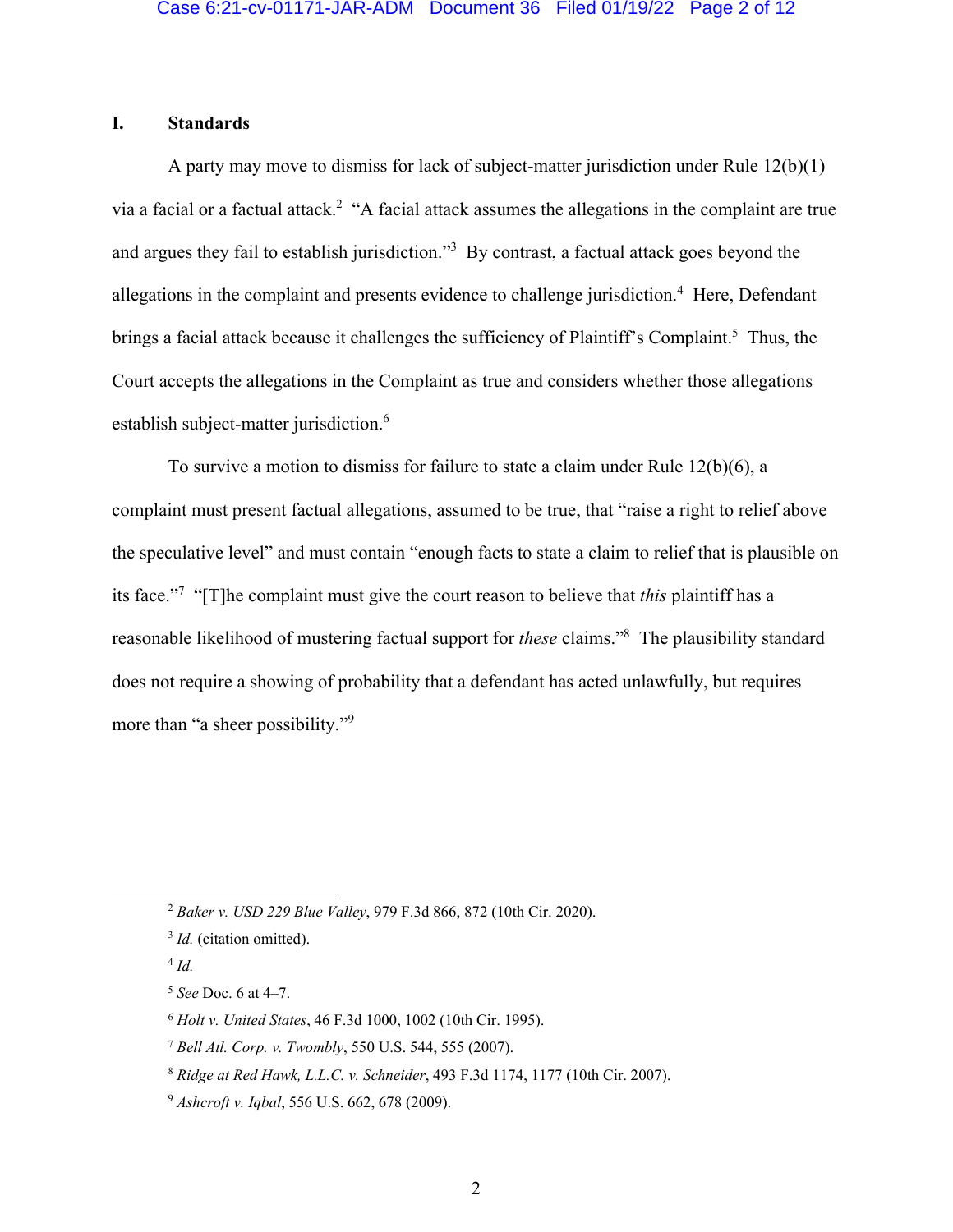## I. Standards

A party may move to dismiss for lack of subject-matter jurisdiction under Rule 12(b)(1) via a facial or a factual attack.[2] "A facial attack assumes the allegations in the complaint are true and argues they fail to establish jurisdiction."[3] By contrast, a factual attack goes beyond the allegations in the complaint and presents evidence to challenge jurisdiction.[4] Here, Defendant brings a facial attack because it challenges the sufficiency of Plaintiff's Complaint.[5] Thus, the Court accepts the allegations in the Complaint as true and considers whether those allegations establish subject-matter jurisdiction.[6]

To survive a motion to dismiss for failure to state a claim under Rule 12(b)(6), a complaint must present factual allegations, assumed to be true, that "raise a right to relief above the speculative level" and must contain "enough facts to state a claim to relief that is plausible on its face."[7] "[T]he complaint must give the court reason to believe that *this* plaintiff has a reasonable likelihood of mustering factual support for *these* claims."[8] The plausibility standard does not require a showing of probability that a defendant has acted unlawfully, but requires more than "a sheer possibility."[9]

---

[2] *Baker v. USD 229 Blue Valley*, 979 F.3d 866, 872 (10th Cir. 2020).

[3] *Id.* (citation omitted).

[4] *Id.*

[5] *See* Doc. 6 at 4–7.

[6] *Holt v. United States*, 46 F.3d 1000, 1002 (10th Cir. 1995).

[7] *Bell Atl. Corp. v. Twombly*, 550 U.S. 544, 555 (2007).

[8] *Ridge at Red Hawk, L.L.C. v. Schneider*, 493 F.3d 1174, 1177 (10th Cir. 2007).

[9] *Ashcroft v. Iqbal*, 556 U.S. 662, 678 (2009).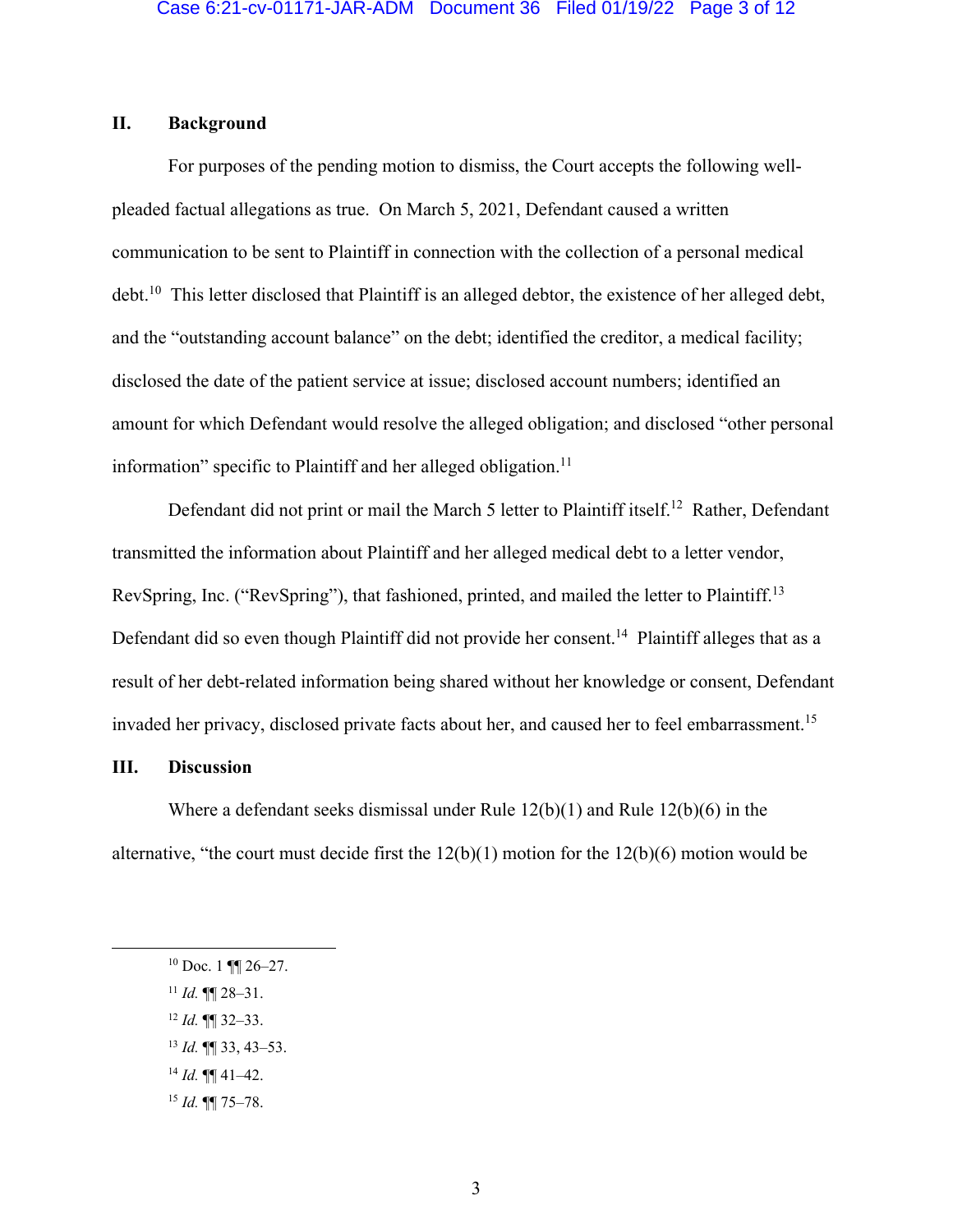## II. Background

For purposes of the pending motion to dismiss, the Court accepts the following well-pleaded factual allegations as true. On March 5, 2021, Defendant caused a written communication to be sent to Plaintiff in connection with the collection of a personal medical debt.[10] This letter disclosed that Plaintiff is an alleged debtor, the existence of her alleged debt, and the "outstanding account balance" on the debt; identified the creditor, a medical facility; disclosed the date of the patient service at issue; disclosed account numbers; identified an amount for which Defendant would resolve the alleged obligation; and disclosed "other personal information" specific to Plaintiff and her alleged obligation.[11]

Defendant did not print or mail the March 5 letter to Plaintiff itself.[12] Rather, Defendant transmitted the information about Plaintiff and her alleged medical debt to a letter vendor, RevSpring, Inc. ("RevSpring"), that fashioned, printed, and mailed the letter to Plaintiff.[13] Defendant did so even though Plaintiff did not provide her consent.[14] Plaintiff alleges that as a result of her debt-related information being shared without her knowledge or consent, Defendant invaded her privacy, disclosed private facts about her, and caused her to feel embarrassment.[15]

## III. Discussion

Where a defendant seeks dismissal under Rule 12(b)(1) and Rule 12(b)(6) in the alternative, "the court must decide first the 12(b)(1) motion for the 12(b)(6) motion would be

---

[10] Doc. 1 ¶¶ 26–27.

[11] *Id.* ¶¶ 28–31.

[12] *Id.* ¶¶ 32–33.

[13] *Id.* ¶¶ 33, 43–53.

[14] *Id.* ¶¶ 41–42.

[15] *Id.* ¶¶ 75–78.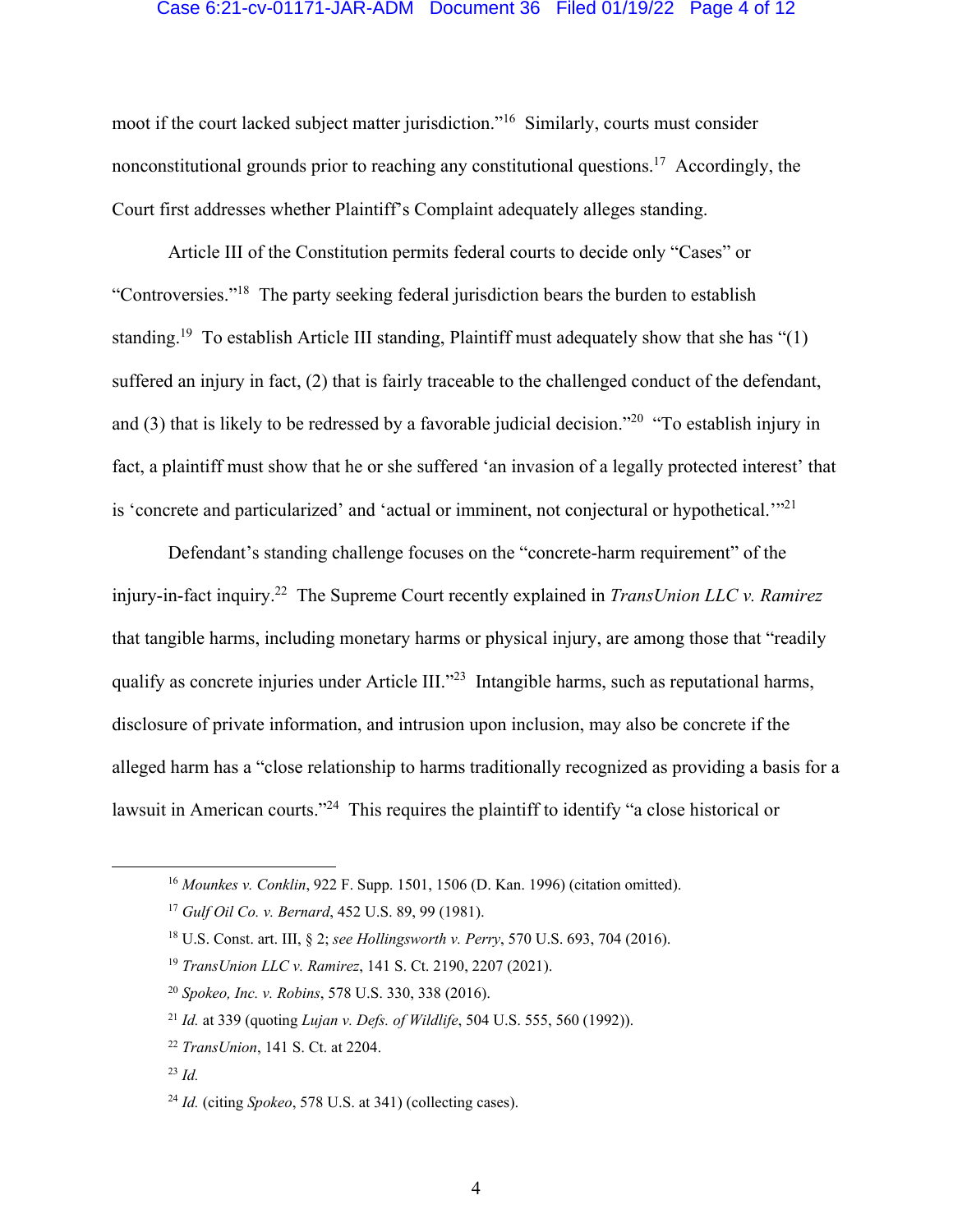moot if the court lacked subject matter jurisdiction."[16] Similarly, courts must consider nonconstitutional grounds prior to reaching any constitutional questions.[17] Accordingly, the Court first addresses whether Plaintiff's Complaint adequately alleges standing.

Article III of the Constitution permits federal courts to decide only "Cases" or "Controversies."[18] The party seeking federal jurisdiction bears the burden to establish standing.[19] To establish Article III standing, Plaintiff must adequately show that she has "(1) suffered an injury in fact, (2) that is fairly traceable to the challenged conduct of the defendant, and (3) that is likely to be redressed by a favorable judicial decision."[20] "To establish injury in fact, a plaintiff must show that he or she suffered 'an invasion of a legally protected interest' that is 'concrete and particularized' and 'actual or imminent, not conjectural or hypothetical.'"[21]

Defendant's standing challenge focuses on the "concrete-harm requirement" of the injury-in-fact inquiry.[22] The Supreme Court recently explained in *TransUnion LLC v. Ramirez* that tangible harms, including monetary harms or physical injury, are among those that "readily qualify as concrete injuries under Article III."[23] Intangible harms, such as reputational harms, disclosure of private information, and intrusion upon inclusion, may also be concrete if the alleged harm has a "close relationship to harms traditionally recognized as providing a basis for a lawsuit in American courts."[24] This requires the plaintiff to identify "a close historical or

---

[16] *Mounkes v. Conklin*, 922 F. Supp. 1501, 1506 (D. Kan. 1996) (citation omitted).

[17] *Gulf Oil Co. v. Bernard*, 452 U.S. 89, 99 (1981).

[18] U.S. Const. art. III, § 2; *see Hollingsworth v. Perry*, 570 U.S. 693, 704 (2016).

[19] *TransUnion LLC v. Ramirez*, 141 S. Ct. 2190, 2207 (2021).

[20] *Spokeo, Inc. v. Robins*, 578 U.S. 330, 338 (2016).

[21] *Id.* at 339 (quoting *Lujan v. Defs. of Wildlife*, 504 U.S. 555, 560 (1992)).

[22] *TransUnion*, 141 S. Ct. at 2204.

[23] *Id.*

[24] *Id.* (citing *Spokeo*, 578 U.S. at 341) (collecting cases).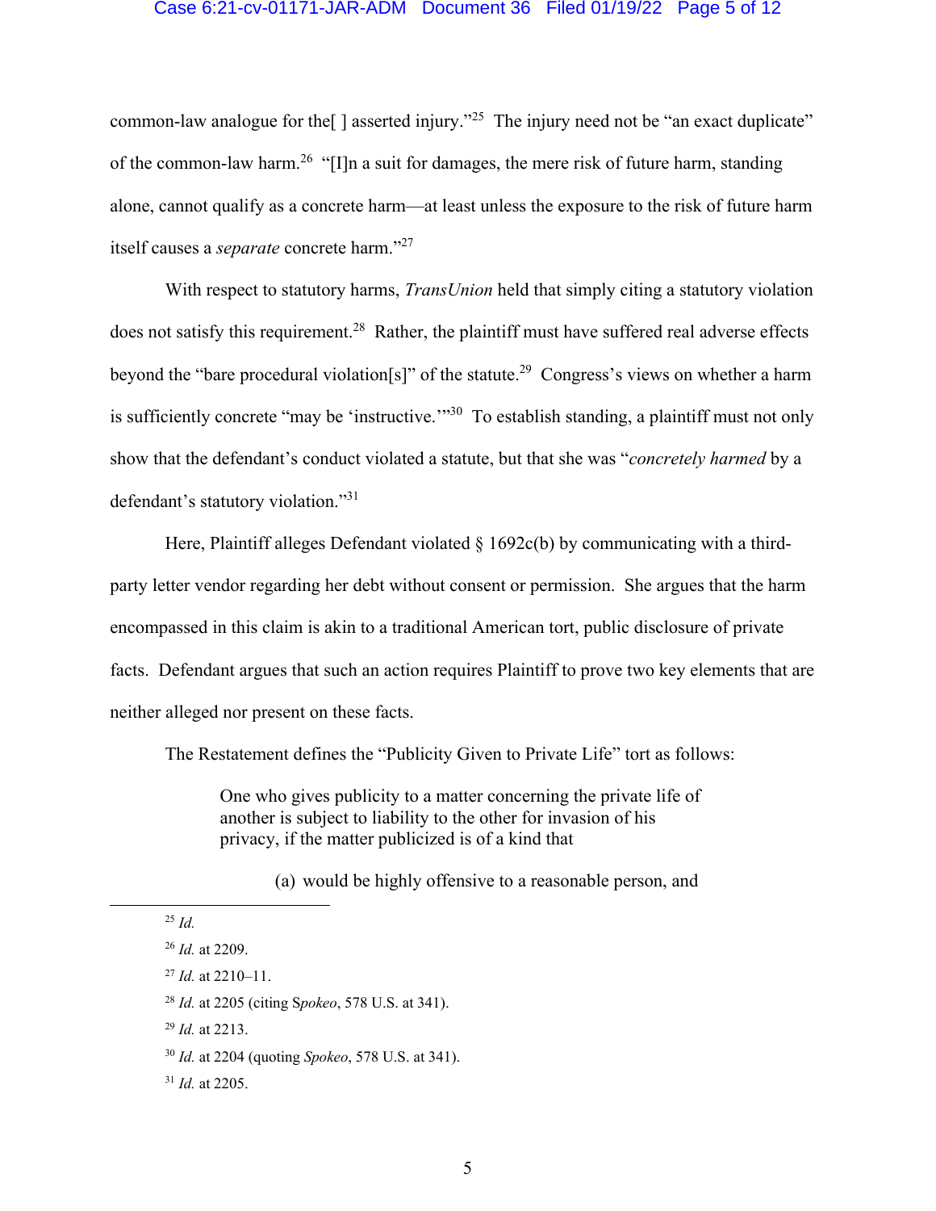common-law analogue for the[ ] asserted injury."[25] The injury need not be "an exact duplicate" of the common-law harm.[26] "[I]n a suit for damages, the mere risk of future harm, standing alone, cannot qualify as a concrete harm—at least unless the exposure to the risk of future harm itself causes a *separate* concrete harm."[27]

With respect to statutory harms, *TransUnion* held that simply citing a statutory violation does not satisfy this requirement.[28] Rather, the plaintiff must have suffered real adverse effects beyond the "bare procedural violation[s]" of the statute.[29] Congress's views on whether a harm is sufficiently concrete "may be 'instructive.'"[30] To establish standing, a plaintiff must not only show that the defendant's conduct violated a statute, but that she was "*concretely harmed* by a defendant's statutory violation."[31]

Here, Plaintiff alleges Defendant violated § 1692c(b) by communicating with a third-party letter vendor regarding her debt without consent or permission. She argues that the harm encompassed in this claim is akin to a traditional American tort, public disclosure of private facts. Defendant argues that such an action requires Plaintiff to prove two key elements that are neither alleged nor present on these facts.

The Restatement defines the "Publicity Given to Private Life" tort as follows:

> One who gives publicity to a matter concerning the private life of another is subject to liability to the other for invasion of his privacy, if the matter publicized is of a kind that
>
> (a) would be highly offensive to a reasonable person, and

---

[25] *Id.*

[26] *Id.* at 2209.

[27] *Id.* at 2210–11.

[28] *Id.* at 2205 (citing *Spokeo*, 578 U.S. at 341).

[29] *Id.* at 2213.

[30] *Id.* at 2204 (quoting *Spokeo*, 578 U.S. at 341).

[31] *Id.* at 2205.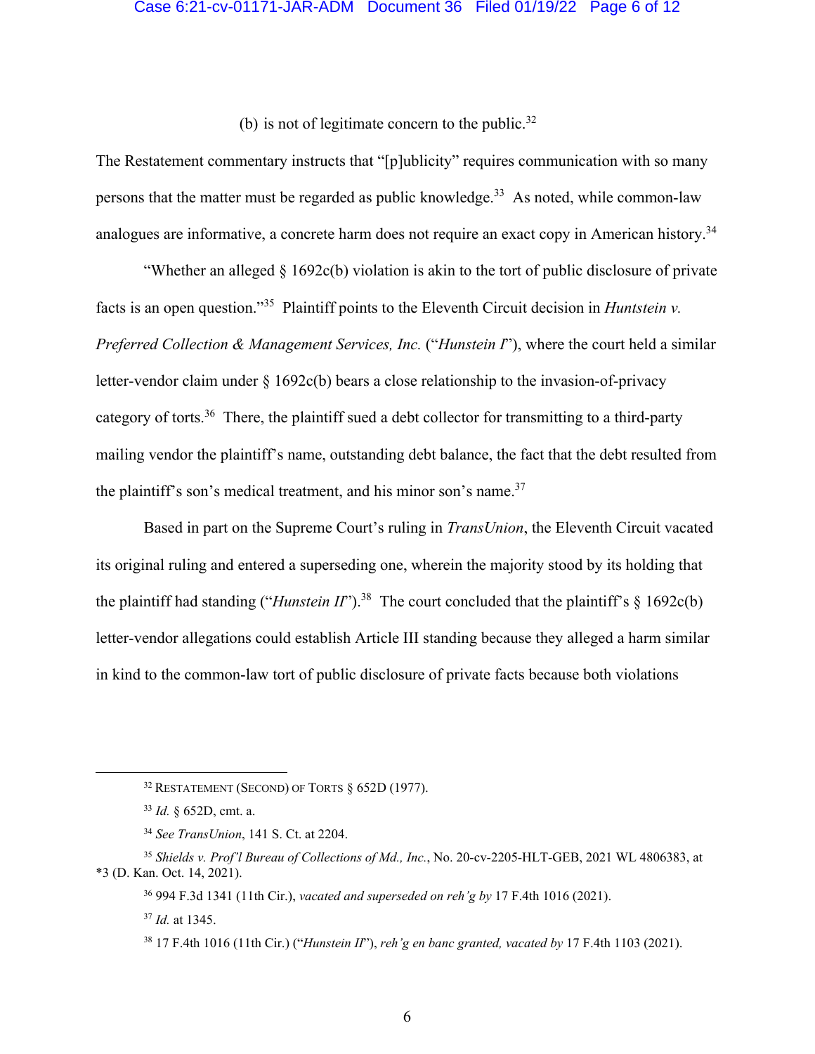(b) is not of legitimate concern to the public.[32]

The Restatement commentary instructs that "[p]ublicity" requires communication with so many persons that the matter must be regarded as public knowledge.[33] As noted, while common-law analogues are informative, a concrete harm does not require an exact copy in American history.[34]

"Whether an alleged § 1692c(b) violation is akin to the tort of public disclosure of private facts is an open question."[35] Plaintiff points to the Eleventh Circuit decision in *Huntstein v. Preferred Collection & Management Services, Inc.* ("*Hunstein I*"), where the court held a similar letter-vendor claim under § 1692c(b) bears a close relationship to the invasion-of-privacy category of torts.[36] There, the plaintiff sued a debt collector for transmitting to a third-party mailing vendor the plaintiff's name, outstanding debt balance, the fact that the debt resulted from the plaintiff's son's medical treatment, and his minor son's name.[37]

Based in part on the Supreme Court's ruling in *TransUnion*, the Eleventh Circuit vacated its original ruling and entered a superseding one, wherein the majority stood by its holding that the plaintiff had standing ("*Hunstein II*").[38] The court concluded that the plaintiff's § 1692c(b) letter-vendor allegations could establish Article III standing because they alleged a harm similar in kind to the common-law tort of public disclosure of private facts because both violations

---

[32] RESTATEMENT (SECOND) OF TORTS § 652D (1977).

[33] *Id.* § 652D, cmt. a.

[34] *See TransUnion*, 141 S. Ct. at 2204.

[35] *Shields v. Prof'l Bureau of Collections of Md., Inc.*, No. 20-cv-2205-HLT-GEB, 2021 WL 4806383, at *3 (D. Kan. Oct. 14, 2021).

[36] 994 F.3d 1341 (11th Cir.), *vacated and superseded on reh'g by* 17 F.4th 1016 (2021).

[37] *Id.* at 1345.

[38] 17 F.4th 1016 (11th Cir.) ("*Hunstein II*"), *reh'g en banc granted, vacated by* 17 F.4th 1103 (2021).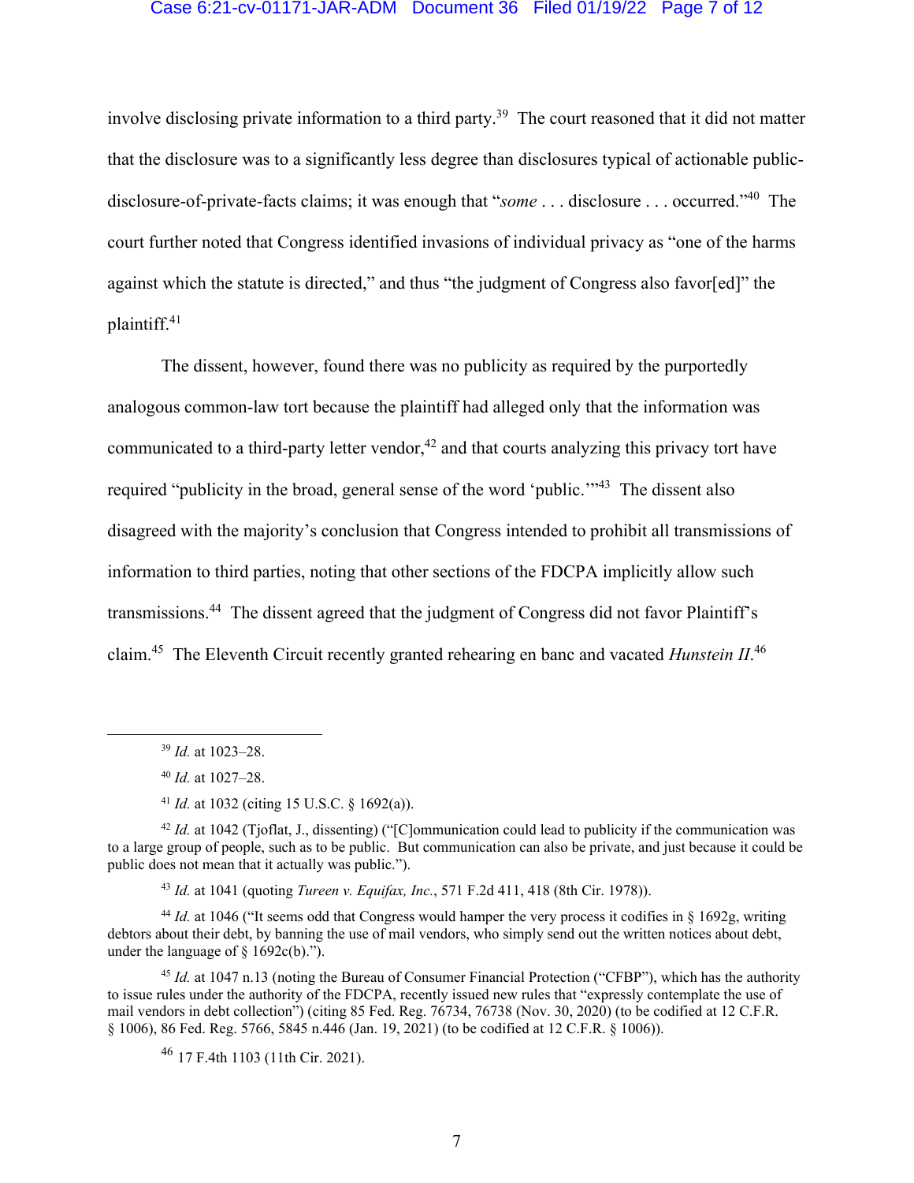involve disclosing private information to a third party.[39] The court reasoned that it did not matter that the disclosure was to a significantly less degree than disclosures typical of actionable public-disclosure-of-private-facts claims; it was enough that "*some* . . . disclosure . . . occurred."[40] The court further noted that Congress identified invasions of individual privacy as "one of the harms against which the statute is directed," and thus "the judgment of Congress also favor[ed]" the plaintiff.[41]

The dissent, however, found there was no publicity as required by the purportedly analogous common-law tort because the plaintiff had alleged only that the information was communicated to a third-party letter vendor,[42] and that courts analyzing this privacy tort have required "publicity in the broad, general sense of the word 'public.'"[43] The dissent also disagreed with the majority's conclusion that Congress intended to prohibit all transmissions of information to third parties, noting that other sections of the FDCPA implicitly allow such transmissions.[44] The dissent agreed that the judgment of Congress did not favor Plaintiff's claim.[45] The Eleventh Circuit recently granted rehearing en banc and vacated *Hunstein II*.[46]

---

[39] *Id.* at 1023–28.

[40] *Id.* at 1027–28.

[41] *Id.* at 1032 (citing 15 U.S.C. § 1692(a)).

[42] *Id.* at 1042 (Tjoflat, J., dissenting) ("[C]ommunication could lead to publicity if the communication was to a large group of people, such as to be public. But communication can also be private, and just because it could be public does not mean that it actually was public.").

[43] *Id.* at 1041 (quoting *Tureen v. Equifax, Inc.*, 571 F.2d 411, 418 (8th Cir. 1978)).

[44] *Id.* at 1046 ("It seems odd that Congress would hamper the very process it codifies in § 1692g, writing debtors about their debt, by banning the use of mail vendors, who simply send out the written notices about debt, under the language of § 1692c(b).").

[45] *Id.* at 1047 n.13 (noting the Bureau of Consumer Financial Protection ("CFBP"), which has the authority to issue rules under the authority of the FDCPA, recently issued new rules that "expressly contemplate the use of mail vendors in debt collection") (citing 85 Fed. Reg. 76734, 76738 (Nov. 30, 2020) (to be codified at 12 C.F.R. § 1006), 86 Fed. Reg. 5766, 5845 n.446 (Jan. 19, 2021) (to be codified at 12 C.F.R. § 1006)).

[46] 17 F.4th 1103 (11th Cir. 2021).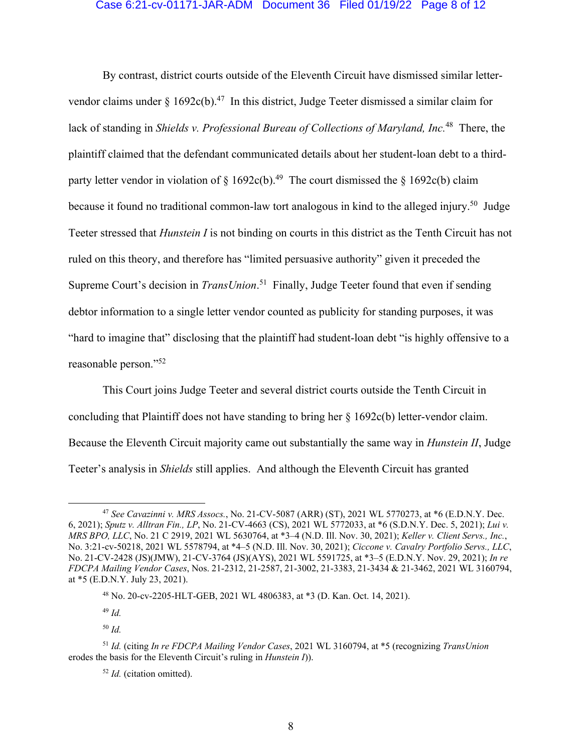By contrast, district courts outside of the Eleventh Circuit have dismissed similar letter-vendor claims under § 1692c(b).[47] In this district, Judge Teeter dismissed a similar claim for lack of standing in *Shields v. Professional Bureau of Collections of Maryland, Inc.*[48] There, the plaintiff claimed that the defendant communicated details about her student-loan debt to a third-party letter vendor in violation of § 1692c(b).[49] The court dismissed the § 1692c(b) claim because it found no traditional common-law tort analogous in kind to the alleged injury.[50] Judge Teeter stressed that *Hunstein I* is not binding on courts in this district as the Tenth Circuit has not ruled on this theory, and therefore has "limited persuasive authority" given it preceded the Supreme Court's decision in *TransUnion*.[51] Finally, Judge Teeter found that even if sending debtor information to a single letter vendor counted as publicity for standing purposes, it was "hard to imagine that" disclosing that the plaintiff had student-loan debt "is highly offensive to a reasonable person."[52]

This Court joins Judge Teeter and several district courts outside the Tenth Circuit in concluding that Plaintiff does not have standing to bring her § 1692c(b) letter-vendor claim. Because the Eleventh Circuit majority came out substantially the same way in *Hunstein II*, Judge Teeter's analysis in *Shields* still applies. And although the Eleventh Circuit has granted

---

[47] *See Cavazzini v. MRS Assocs.*, No. 21-CV-5087 (ARR) (ST), 2021 WL 5770273, at *6 (E.D.N.Y. Dec. 6, 2021); *Sputz v. Alltran Fin., LP*, No. 21-CV-4663 (CS), 2021 WL 5772033, at *6 (S.D.N.Y. Dec. 5, 2021); *Lui v. MRS BPO, LLC*, No. 21 C 2919, 2021 WL 5630764, at *3–4 (N.D. Ill. Nov. 30, 2021); *Keller v. Client Servs., Inc.*, No. 3:21-cv-50218, 2021 WL 5578794, at *4–5 (N.D. Ill. Nov. 30, 2021); *Ciccone v. Cavalry Portfolio Servs., LLC*, No. 21-CV-2428 (JS)(JMW), 21-CV-3764 (JS)(AYS), 2021 WL 5591725, at *3–5 (E.D.N.Y. Nov. 29, 2021); *In re FDCPA Mailing Vendor Cases*, Nos. 21-2312, 21-2587, 21-3002, 21-3383, 21-3434 & 21-3462, 2021 WL 3160794, at *5 (E.D.N.Y. July 23, 2021).

[48] No. 20-cv-2205-HLT-GEB, 2021 WL 4806383, at *3 (D. Kan. Oct. 14, 2021).

[49] *Id.*

[50] *Id.*

[51] *Id.* (citing *In re FDCPA Mailing Vendor Cases*, 2021 WL 3160794, at *5 (recognizing *TransUnion* erodes the basis for the Eleventh Circuit's ruling in *Hunstein I*)).

[52] *Id.* (citation omitted).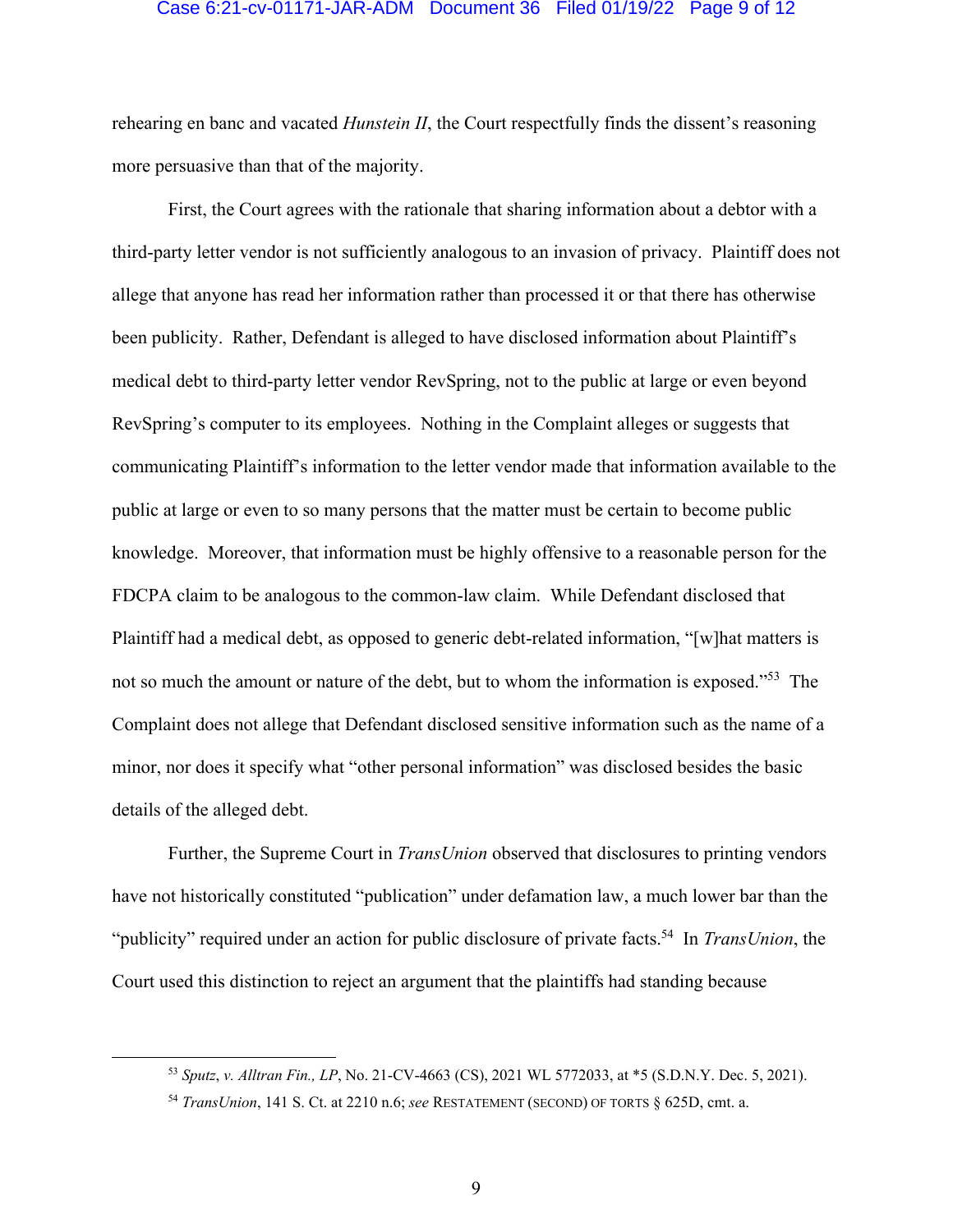rehearing en banc and vacated *Hunstein II*, the Court respectfully finds the dissent's reasoning more persuasive than that of the majority.

First, the Court agrees with the rationale that sharing information about a debtor with a third-party letter vendor is not sufficiently analogous to an invasion of privacy. Plaintiff does not allege that anyone has read her information rather than processed it or that there has otherwise been publicity. Rather, Defendant is alleged to have disclosed information about Plaintiff's medical debt to third-party letter vendor RevSpring, not to the public at large or even beyond RevSpring's computer to its employees. Nothing in the Complaint alleges or suggests that communicating Plaintiff's information to the letter vendor made that information available to the public at large or even to so many persons that the matter must be certain to become public knowledge. Moreover, that information must be highly offensive to a reasonable person for the FDCPA claim to be analogous to the common-law claim. While Defendant disclosed that Plaintiff had a medical debt, as opposed to generic debt-related information, "[w]hat matters is not so much the amount or nature of the debt, but to whom the information is exposed."[53] The Complaint does not allege that Defendant disclosed sensitive information such as the name of a minor, nor does it specify what "other personal information" was disclosed besides the basic details of the alleged debt.

Further, the Supreme Court in *TransUnion* observed that disclosures to printing vendors have not historically constituted "publication" under defamation law, a much lower bar than the "publicity" required under an action for public disclosure of private facts.[54] In *TransUnion*, the Court used this distinction to reject an argument that the plaintiffs had standing because

---

[53] *Sputz*, *v. Alltran Fin., LP*, No. 21-CV-4663 (CS), 2021 WL 5772033, at \*5 (S.D.N.Y. Dec. 5, 2021).

[54] *TransUnion*, 141 S. Ct. at 2210 n.6; *see* RESTATEMENT (SECOND) OF TORTS § 625D, cmt. a.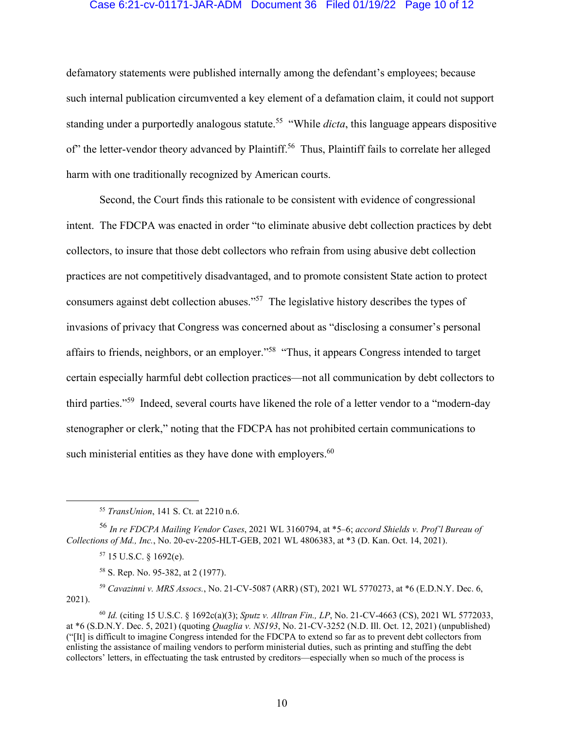defamatory statements were published internally among the defendant's employees; because such internal publication circumvented a key element of a defamation claim, it could not support standing under a purportedly analogous statute.[55] "While *dicta*, this language appears dispositive of" the letter-vendor theory advanced by Plaintiff.[56] Thus, Plaintiff fails to correlate her alleged harm with one traditionally recognized by American courts.

Second, the Court finds this rationale to be consistent with evidence of congressional intent. The FDCPA was enacted in order "to eliminate abusive debt collection practices by debt collectors, to insure that those debt collectors who refrain from using abusive debt collection practices are not competitively disadvantaged, and to promote consistent State action to protect consumers against debt collection abuses."[57] The legislative history describes the types of invasions of privacy that Congress was concerned about as "disclosing a consumer's personal affairs to friends, neighbors, or an employer."[58] "Thus, it appears Congress intended to target certain especially harmful debt collection practices—not all communication by debt collectors to third parties."[59] Indeed, several courts have likened the role of a letter vendor to a "modern-day stenographer or clerk," noting that the FDCPA has not prohibited certain communications to such ministerial entities as they have done with employers.[60]

---

[55] *TransUnion*, 141 S. Ct. at 2210 n.6.

[56] *In re FDCPA Mailing Vendor Cases*, 2021 WL 3160794, at *5–6; *accord Shields v. Prof'l Bureau of Collections of Md., Inc.*, No. 20-cv-2205-HLT-GEB, 2021 WL 4806383, at *3 (D. Kan. Oct. 14, 2021).

[57] 15 U.S.C. § 1692(e).

[58] S. Rep. No. 95-382, at 2 (1977).

[59] *Cavazinni v. MRS Assocs.*, No. 21-CV-5087 (ARR) (ST), 2021 WL 5770273, at *6 (E.D.N.Y. Dec. 6, 2021).

[60] *Id.* (citing 15 U.S.C. § 1692c(a)(3); *Sputz v. Alltran Fin., LP*, No. 21-CV-4663 (CS), 2021 WL 5772033, at *6 (S.D.N.Y. Dec. 5, 2021) (quoting *Quaglia v. NS193*, No. 21-CV-3252 (N.D. Ill. Oct. 12, 2021) (unpublished) ("[It] is difficult to imagine Congress intended for the FDCPA to extend so far as to prevent debt collectors from enlisting the assistance of mailing vendors to perform ministerial duties, such as printing and stuffing the debt collectors' letters, in effectuating the task entrusted by creditors—especially when so much of the process is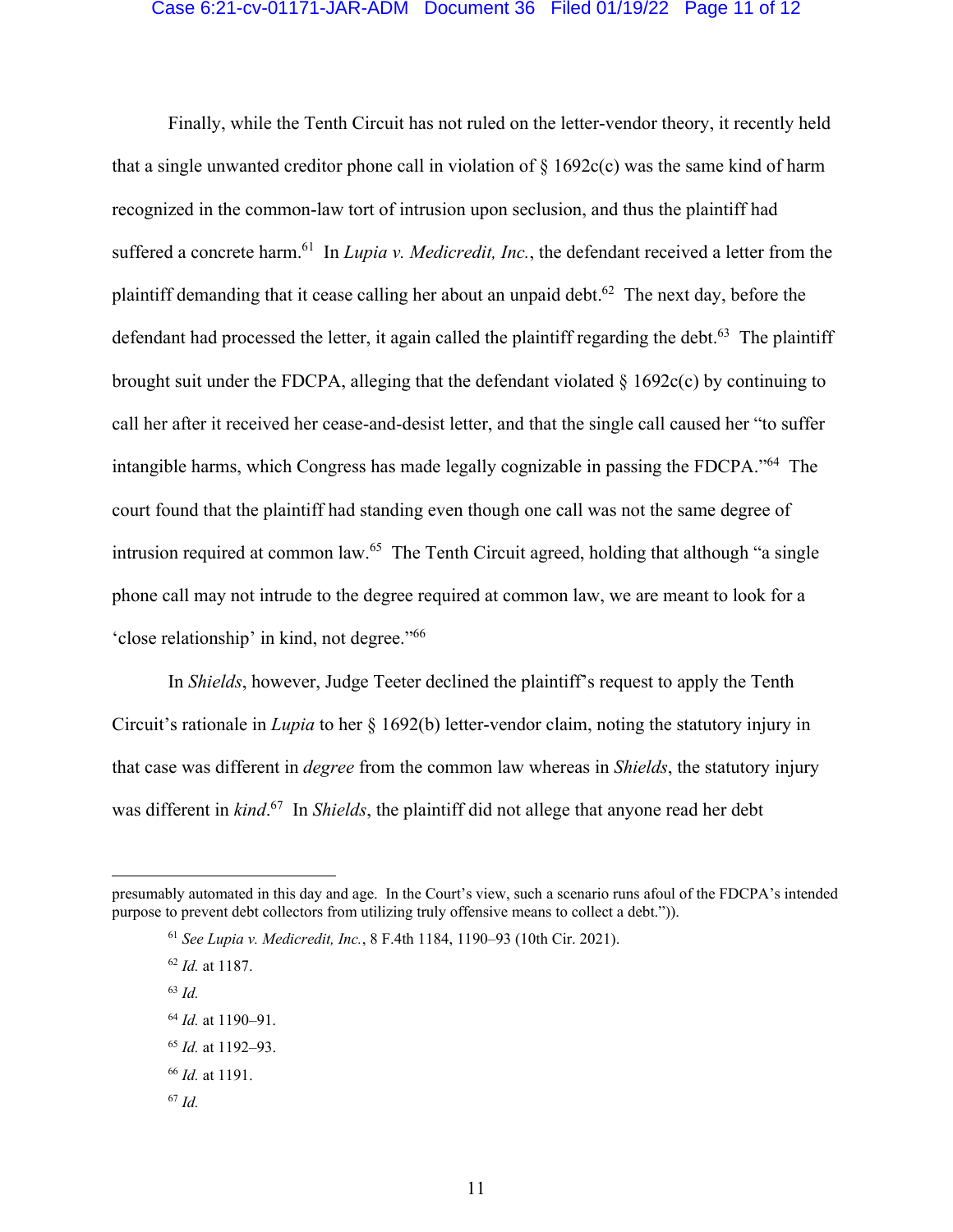Finally, while the Tenth Circuit has not ruled on the letter-vendor theory, it recently held that a single unwanted creditor phone call in violation of § 1692c(c) was the same kind of harm recognized in the common-law tort of intrusion upon seclusion, and thus the plaintiff had suffered a concrete harm.[61] In *Lupia v. Medicredit, Inc.*, the defendant received a letter from the plaintiff demanding that it cease calling her about an unpaid debt.[62] The next day, before the defendant had processed the letter, it again called the plaintiff regarding the debt.[63] The plaintiff brought suit under the FDCPA, alleging that the defendant violated § 1692c(c) by continuing to call her after it received her cease-and-desist letter, and that the single call caused her "to suffer intangible harms, which Congress has made legally cognizable in passing the FDCPA."[64] The court found that the plaintiff had standing even though one call was not the same degree of intrusion required at common law.[65] The Tenth Circuit agreed, holding that although "a single phone call may not intrude to the degree required at common law, we are meant to look for a 'close relationship' in kind, not degree."[66]

In *Shields*, however, Judge Teeter declined the plaintiff's request to apply the Tenth Circuit's rationale in *Lupia* to her § 1692(b) letter-vendor claim, noting the statutory injury in that case was different in *degree* from the common law whereas in *Shields*, the statutory injury was different in *kind*.[67] In *Shields*, the plaintiff did not allege that anyone read her debt

---

presumably automated in this day and age. In the Court's view, such a scenario runs afoul of the FDCPA's intended purpose to prevent debt collectors from utilizing truly offensive means to collect a debt.")).

[61] *See Lupia v. Medicredit, Inc.*, 8 F.4th 1184, 1190–93 (10th Cir. 2021).

[62] *Id.* at 1187.

[63] *Id.*

[64] *Id.* at 1190–91.

[65] *Id.* at 1192–93.

[66] *Id.* at 1191.

[67] *Id.*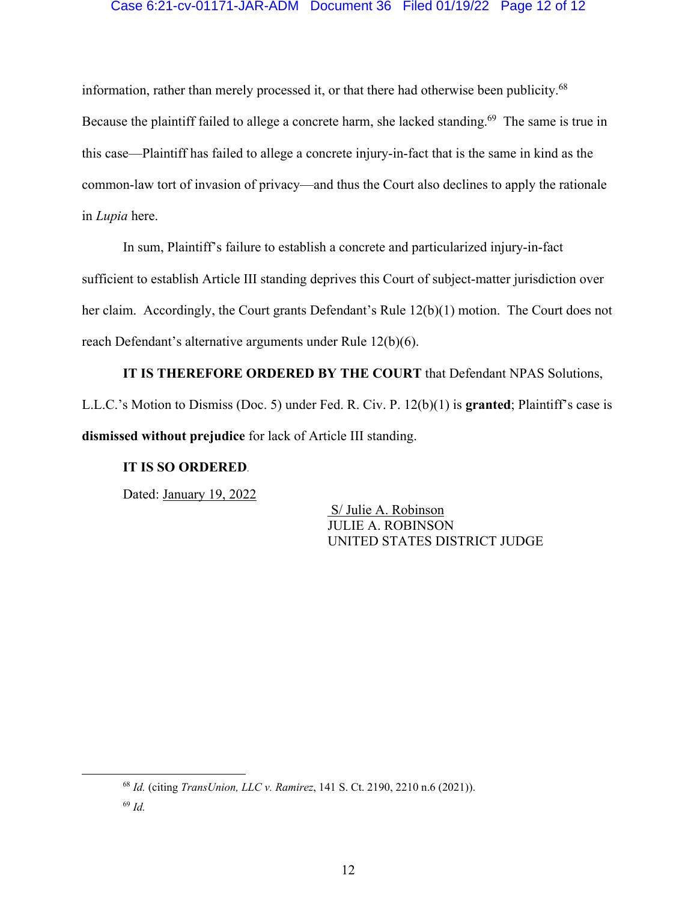information, rather than merely processed it, or that there had otherwise been publicity.[68] Because the plaintiff failed to allege a concrete harm, she lacked standing.[69] The same is true in this case—Plaintiff has failed to allege a concrete injury-in-fact that is the same in kind as the common-law tort of invasion of privacy—and thus the Court also declines to apply the rationale in *Lupia* here.

In sum, Plaintiff's failure to establish a concrete and particularized injury-in-fact sufficient to establish Article III standing deprives this Court of subject-matter jurisdiction over her claim. Accordingly, the Court grants Defendant's Rule 12(b)(1) motion. The Court does not reach Defendant's alternative arguments under Rule 12(b)(6).

**IT IS THEREFORE ORDERED BY THE COURT** that Defendant NPAS Solutions, L.L.C.'s Motion to Dismiss (Doc. 5) under Fed. R. Civ. P. 12(b)(1) is **granted**; Plaintiff's case is **dismissed without prejudice** for lack of Article III standing.

**IT IS SO ORDERED**.

Dated: January 19, 2022

S/ Julie A. Robinson
JULIE A. ROBINSON
UNITED STATES DISTRICT JUDGE

---

[68] *Id.* (citing *TransUnion, LLC v. Ramirez*, 141 S. Ct. 2190, 2210 n.6 (2021)).

[69] *Id.*